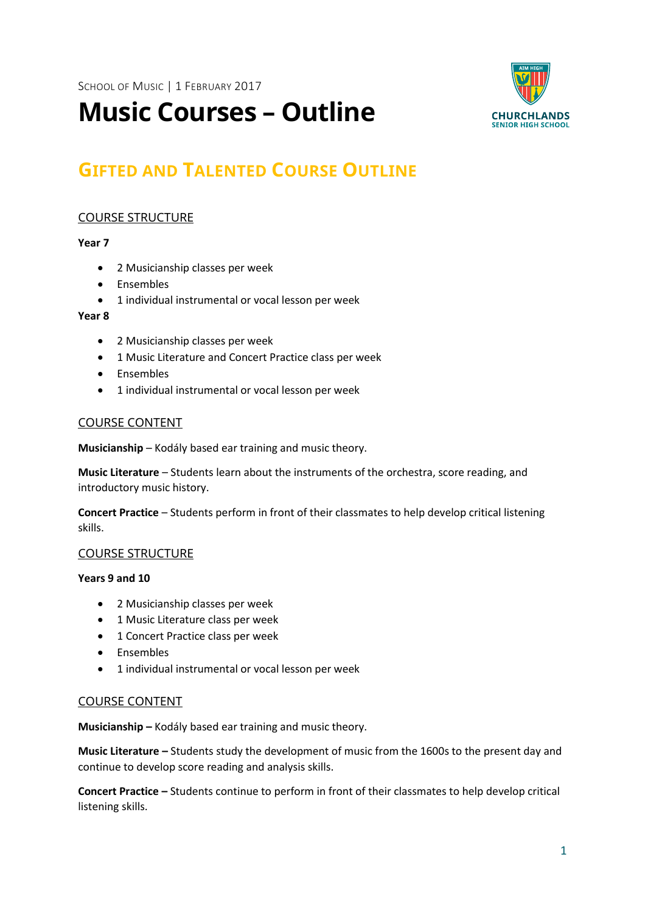SCHOOL OF MUSIC | 1 FEBRUARY 2017

# Music Courses – Outline

CHURCHLANDS SENIOR HIGH SCHOOL

## GIFTED AND TALENTED COURSE OUTLINE

### COURSE STRUCTURE

**Year 7**

- 2 Musicianship classes per week
- Ensembles
- 1 individual instrumental or vocal lesson per week

**Year 8**

- 2 Musicianship classes per week
- 1 Music Literature and Concert Practice class per week
- Ensembles
- 1 individual instrumental or vocal lesson per week

### COURSE CONTENT

**Musicianship** – Kodály based ear training and music theory.

**Music Literature** – Students learn about the instruments of the orchestra, score reading, and introductory music history.

**Concert Practice** – Students perform in front of their classmates to help develop critical listening skills.

### COURSE STRUCTURE

**Years 9 and 10**

- 2 Musicianship classes per week
- 1 Music Literature class per week
- 1 Concert Practice class per week
- Ensembles
- 1 individual instrumental or vocal lesson per week

### COURSE CONTENT

**Musicianship –** Kodály based ear training and music theory.

**Music Literature –** Students study the development of music from the 1600s to the present day and continue to develop score reading and analysis skills.

**Concert Practice –** Students continue to perform in front of their classmates to help develop critical listening skills.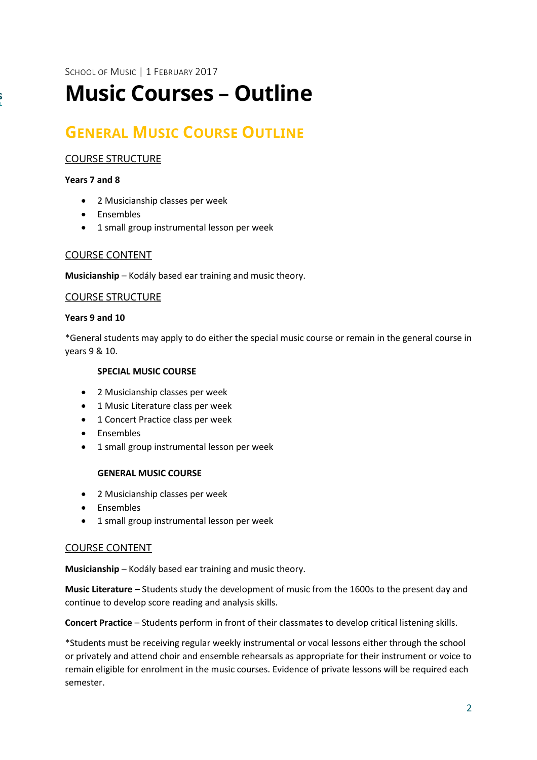SCHOOL OF MUSIC | 1 FEBRUARY 2017

# Music Courses – Outline

## GENERAL MUSIC COURSE OUTLINE

COURSE STRUCTURE

**Years 7 and 8**

- 2 Musicianship classes per week
- Ensembles
- 1 small group instrumental lesson per week

COURSE CONTENT

**Musicianship** – Kodály based ear training and music theory.

COURSE STRUCTURE

**Years 9 and 10**

*General students may apply to do either the special music course or remain in the general course in years 9 & 10.

**SPECIAL MUSIC COURSE**

- 2 Musicianship classes per week
- 1 Music Literature class per week
- 1 Concert Practice class per week
- Ensembles
- 1 small group instrumental lesson per week

**GENERAL MUSIC COURSE**

- 2 Musicianship classes per week
- Ensembles
- 1 small group instrumental lesson per week

COURSE CONTENT

**Musicianship** – Kodály based ear training and music theory.

**Music Literature** – Students study the development of music from the 1600s to the present day and continue to develop score reading and analysis skills.

**Concert Practice** – Students perform in front of their classmates to develop critical listening skills.

*Students must be receiving regular weekly instrumental or vocal lessons either through the school or privately and attend choir and ensemble rehearsals as appropriate for their instrument or voice to remain eligible for enrolment in the music courses. Evidence of private lessons will be required each semester.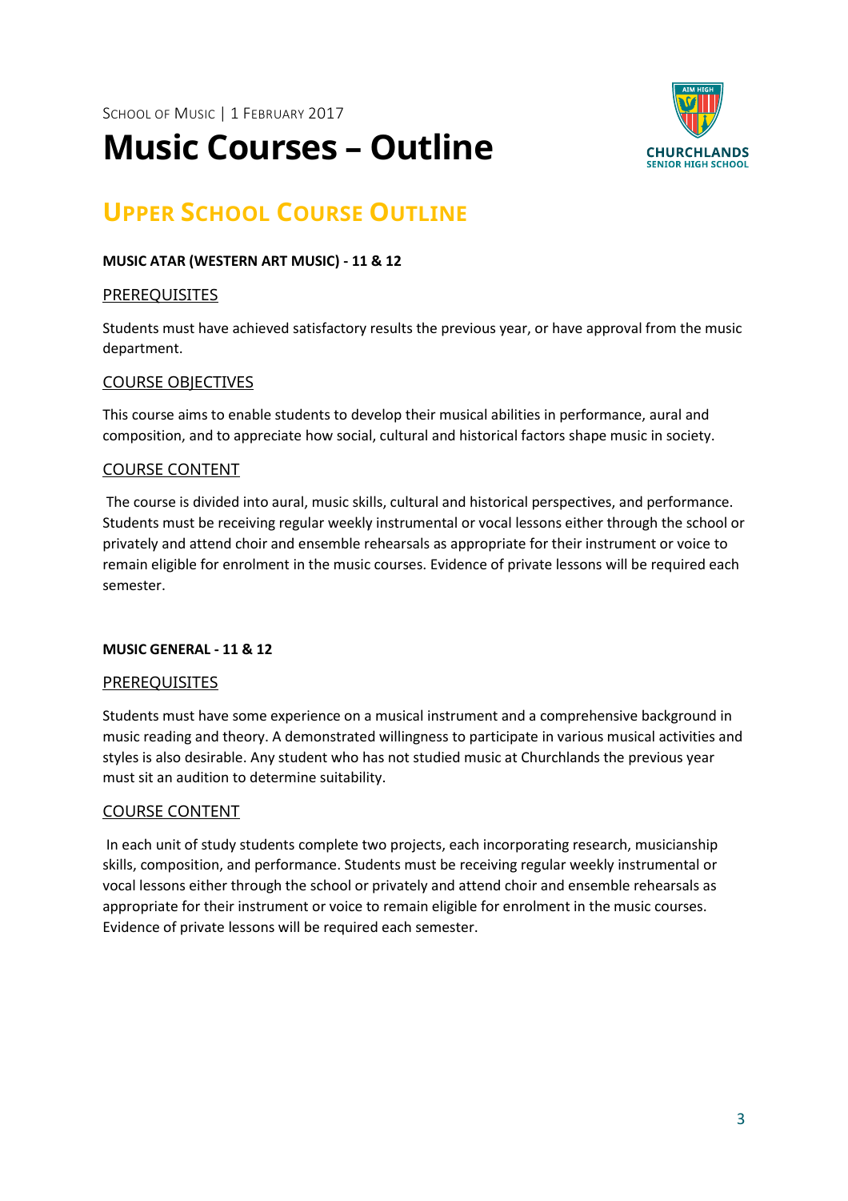School of Music | 1 February 2017

# Music Courses – Outline

CHURCHLANDS SENIOR HIGH SCHOOL

## Upper School Course Outline

**MUSIC ATAR (WESTERN ART MUSIC) - 11 & 12**

### PREREQUISITES

Students must have achieved satisfactory results the previous year, or have approval from the music department.

### COURSE OBJECTIVES

This course aims to enable students to develop their musical abilities in performance, aural and composition, and to appreciate how social, cultural and historical factors shape music in society.

### COURSE CONTENT

The course is divided into aural, music skills, cultural and historical perspectives, and performance. Students must be receiving regular weekly instrumental or vocal lessons either through the school or privately and attend choir and ensemble rehearsals as appropriate for their instrument or voice to remain eligible for enrolment in the music courses. Evidence of private lessons will be required each semester.

**MUSIC GENERAL - 11 & 12**

### PREREQUISITES

Students must have some experience on a musical instrument and a comprehensive background in music reading and theory. A demonstrated willingness to participate in various musical activities and styles is also desirable. Any student who has not studied music at Churchlands the previous year must sit an audition to determine suitability.

### COURSE CONTENT

In each unit of study students complete two projects, each incorporating research, musicianship skills, composition, and performance. Students must be receiving regular weekly instrumental or vocal lessons either through the school or privately and attend choir and ensemble rehearsals as appropriate for their instrument or voice to remain eligible for enrolment in the music courses. Evidence of private lessons will be required each semester.